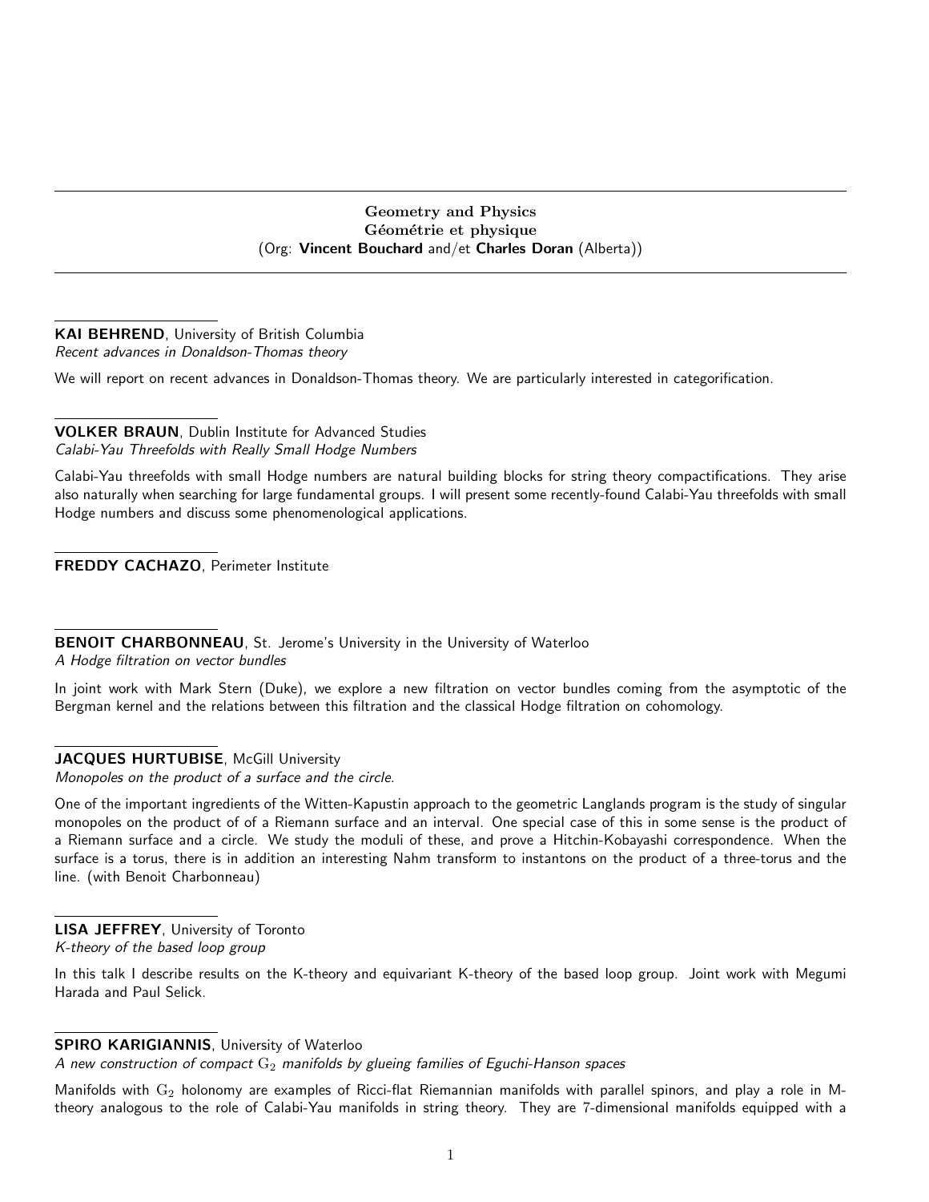# Geometry and Physics
# Géométrie et physique
(Org: **Vincent Bouchard** and/et **Charles Doran** (Alberta))

---

**KAI BEHREND**, University of British Columbia
*Recent advances in Donaldson-Thomas theory*

We will report on recent advances in Donaldson-Thomas theory. We are particularly interested in categorification.

---

**VOLKER BRAUN**, Dublin Institute for Advanced Studies
*Calabi-Yau Threefolds with Really Small Hodge Numbers*

Calabi-Yau threefolds with small Hodge numbers are natural building blocks for string theory compactifications. They arise also naturally when searching for large fundamental groups. I will present some recently-found Calabi-Yau threefolds with small Hodge numbers and discuss some phenomenological applications.

---

**FREDDY CACHAZO**, Perimeter Institute

---

**BENOIT CHARBONNEAU**, St. Jerome's University in the University of Waterloo
*A Hodge filtration on vector bundles*

In joint work with Mark Stern (Duke), we explore a new filtration on vector bundles coming from the asymptotic of the Bergman kernel and the relations between this filtration and the classical Hodge filtration on cohomology.

---

**JACQUES HURTUBISE**, McGill University
*Monopoles on the product of a surface and the circle.*

One of the important ingredients of the Witten-Kapustin approach to the geometric Langlands program is the study of singular monopoles on the product of of a Riemann surface and an interval. One special case of this in some sense is the product of a Riemann surface and a circle. We study the moduli of these, and prove a Hitchin-Kobayashi correspondence. When the surface is a torus, there is in addition an interesting Nahm transform to instantons on the product of a three-torus and the line. (with Benoit Charbonneau)

---

**LISA JEFFREY**, University of Toronto
*K-theory of the based loop group*

In this talk I describe results on the K-theory and equivariant K-theory of the based loop group. Joint work with Megumi Harada and Paul Selick.

---

**SPIRO KARIGIANNIS**, University of Waterloo
*A new construction of compact $\mathrm{G}_2$ manifolds by glueing families of Eguchi-Hanson spaces*

Manifolds with $\mathrm{G}_2$ holonomy are examples of Ricci-flat Riemannian manifolds with parallel spinors, and play a role in M-theory analogous to the role of Calabi-Yau manifolds in string theory. They are 7-dimensional manifolds equipped with a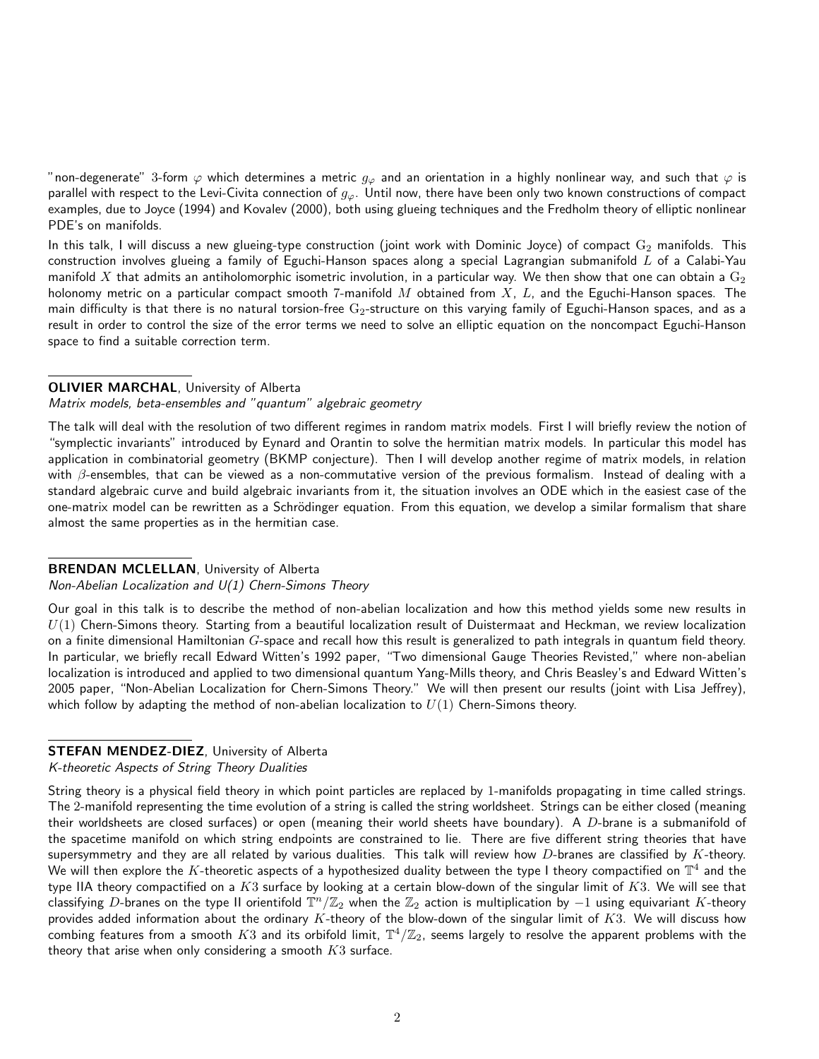"non-degenerate" 3-form $\varphi$ which determines a metric $g_\varphi$ and an orientation in a highly nonlinear way, and such that $\varphi$ is parallel with respect to the Levi-Civita connection of $g_\varphi$. Until now, there have been only two known constructions of compact examples, due to Joyce (1994) and Kovalev (2000), both using glueing techniques and the Fredholm theory of elliptic nonlinear PDE's on manifolds.

In this talk, I will discuss a new glueing-type construction (joint work with Dominic Joyce) of compact $G_2$ manifolds. This construction involves glueing a family of Eguchi-Hanson spaces along a special Lagrangian submanifold $L$ of a Calabi-Yau manifold $X$ that admits an antiholomorphic isometric involution, in a particular way. We then show that one can obtain a $G_2$ holonomy metric on a particular compact smooth 7-manifold $M$ obtained from $X$, $L$, and the Eguchi-Hanson spaces. The main difficulty is that there is no natural torsion-free $G_2$-structure on this varying family of Eguchi-Hanson spaces, and as a result in order to control the size of the error terms we need to solve an elliptic equation on the noncompact Eguchi-Hanson space to find a suitable correction term.

---

**OLIVIER MARCHAL**, University of Alberta
*Matrix models, beta-ensembles and "quantum" algebraic geometry*

The talk will deal with the resolution of two different regimes in random matrix models. First I will briefly review the notion of "symplectic invariants" introduced by Eynard and Orantin to solve the hermitian matrix models. In particular this model has application in combinatorial geometry (BKMP conjecture). Then I will develop another regime of matrix models, in relation with $\beta$-ensembles, that can be viewed as a non-commutative version of the previous formalism. Instead of dealing with a standard algebraic curve and build algebraic invariants from it, the situation involves an ODE which in the easiest case of the one-matrix model can be rewritten as a Schrödinger equation. From this equation, we develop a similar formalism that share almost the same properties as in the hermitian case.

---

**BRENDAN MCLELLAN**, University of Alberta
*Non-Abelian Localization and U(1) Chern-Simons Theory*

Our goal in this talk is to describe the method of non-abelian localization and how this method yields some new results in $U(1)$ Chern-Simons theory. Starting from a beautiful localization result of Duistermaat and Heckman, we review localization on a finite dimensional Hamiltonian $G$-space and recall how this result is generalized to path integrals in quantum field theory. In particular, we briefly recall Edward Witten's 1992 paper, "Two dimensional Gauge Theories Revisted," where non-abelian localization is introduced and applied to two dimensional quantum Yang-Mills theory, and Chris Beasley's and Edward Witten's 2005 paper, "Non-Abelian Localization for Chern-Simons Theory." We will then present our results (joint with Lisa Jeffrey), which follow by adapting the method of non-abelian localization to $U(1)$ Chern-Simons theory.

---

**STEFAN MENDEZ-DIEZ**, University of Alberta
*K-theoretic Aspects of String Theory Dualities*

String theory is a physical field theory in which point particles are replaced by 1-manifolds propagating in time called strings. The 2-manifold representing the time evolution of a string is called the string worldsheet. Strings can be either closed (meaning their worldsheets are closed surfaces) or open (meaning their world sheets have boundary). A $D$-brane is a submanifold of the spacetime manifold on which string endpoints are constrained to lie. There are five different string theories that have supersymmetry and they are all related by various dualities. This talk will review how $D$-branes are classified by $K$-theory. We will then explore the $K$-theoretic aspects of a hypothesized duality between the type I theory compactified on $\mathbb{T}^4$ and the type IIA theory compactified on a $K3$ surface by looking at a certain blow-down of the singular limit of $K3$. We will see that classifying $D$-branes on the type II orientifold $\mathbb{T}^n/\mathbb{Z}_2$ when the $\mathbb{Z}_2$ action is multiplication by $-1$ using equivariant $K$-theory provides added information about the ordinary $K$-theory of the blow-down of the singular limit of $K3$. We will discuss how combing features from a smooth $K3$ and its orbifold limit, $\mathbb{T}^4/\mathbb{Z}_2$, seems largely to resolve the apparent problems with the theory that arise when only considering a smooth $K3$ surface.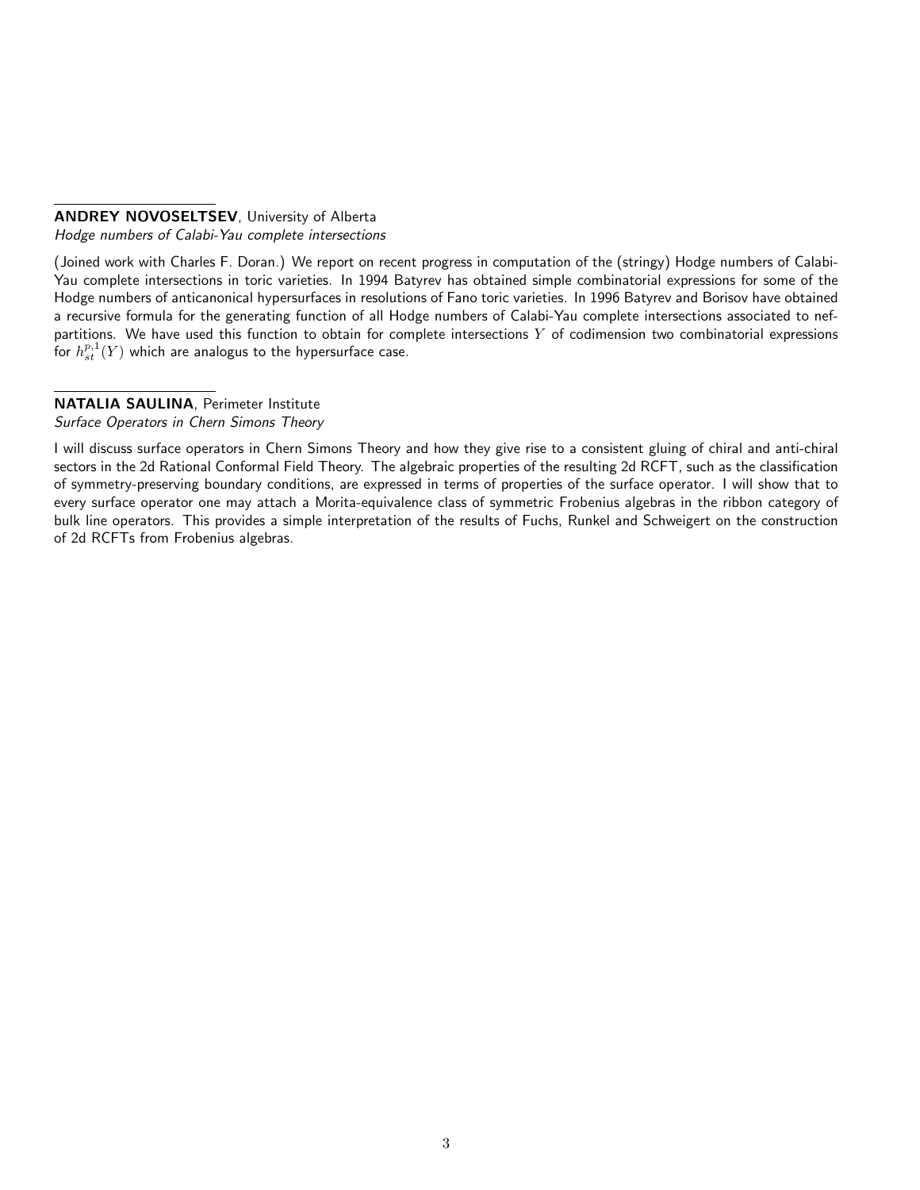**ANDREY NOVOSELTSEV**, University of Alberta
*Hodge numbers of Calabi-Yau complete intersections*

(Joined work with Charles F. Doran.) We report on recent progress in computation of the (stringy) Hodge numbers of Calabi-Yau complete intersections in toric varieties. In 1994 Batyrev has obtained simple combinatorial expressions for some of the Hodge numbers of anticanonical hypersurfaces in resolutions of Fano toric varieties. In 1996 Batyrev and Borisov have obtained a recursive formula for the generating function of all Hodge numbers of Calabi-Yau complete intersections associated to nef-partitions. We have used this function to obtain for complete intersections $Y$ of codimension two combinatorial expressions for $h_{st}^{p,1}(Y)$ which are analogus to the hypersurface case.

**NATALIA SAULINA**, Perimeter Institute
*Surface Operators in Chern Simons Theory*

I will discuss surface operators in Chern Simons Theory and how they give rise to a consistent gluing of chiral and anti-chiral sectors in the 2d Rational Conformal Field Theory. The algebraic properties of the resulting 2d RCFT, such as the classification of symmetry-preserving boundary conditions, are expressed in terms of properties of the surface operator. I will show that to every surface operator one may attach a Morita-equivalence class of symmetric Frobenius algebras in the ribbon category of bulk line operators. This provides a simple interpretation of the results of Fuchs, Runkel and Schweigert on the construction of 2d RCFTs from Frobenius algebras.